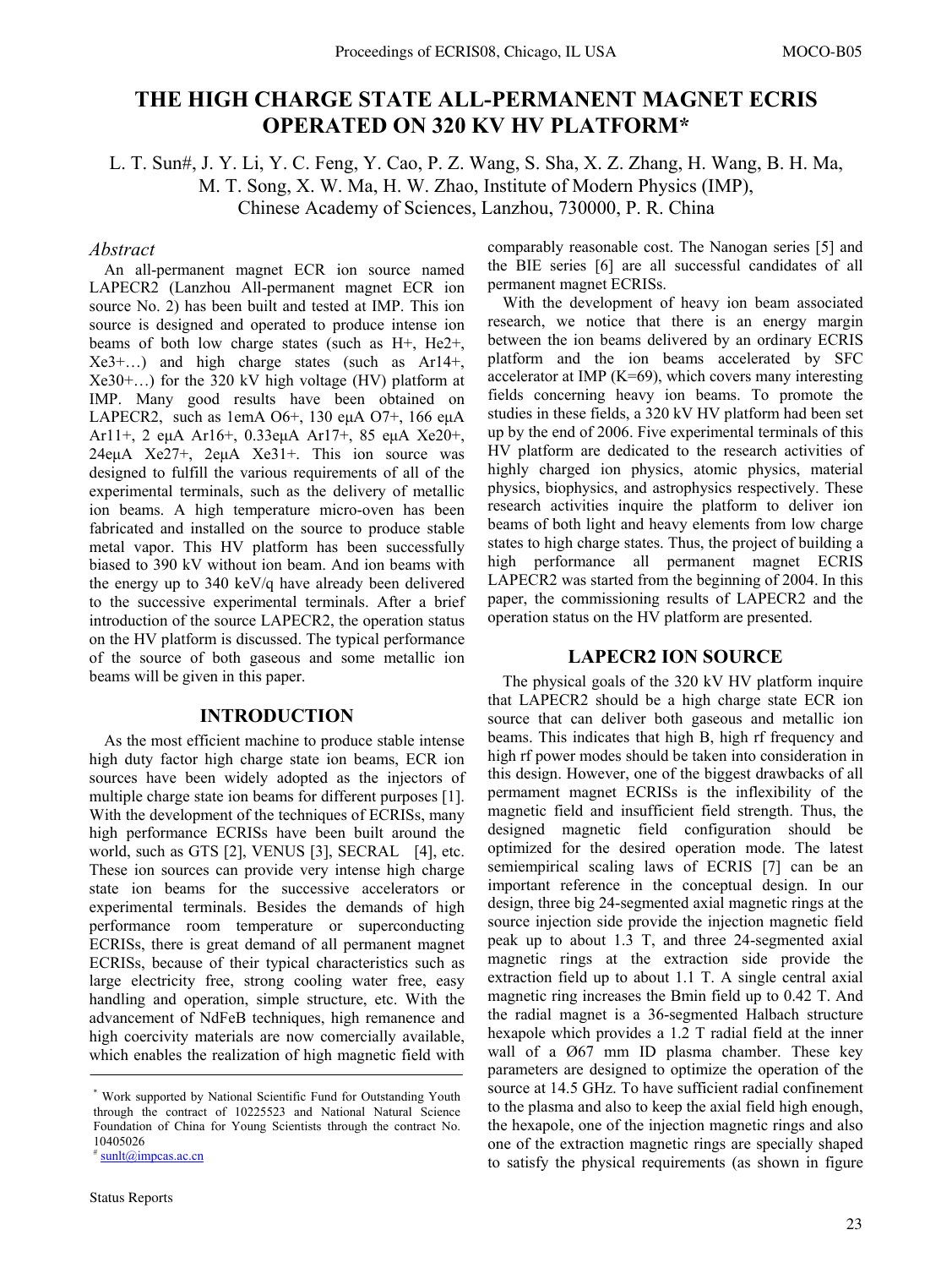# THE HIGH CHARGE STATE ALL-PERMANENT MAGNET ECRIS OPERATED ON 320 KV HV PLATFORM*

L. T. Sun#, J. Y. Li, Y. C. Feng, Y. Cao, P. Z. Wang, S. Sha, X. Z. Zhang, H. Wang, B. H. Ma, M. T. Song, X. W. Ma, H. W. Zhao, Institute of Modern Physics (IMP), Chinese Academy of Sciences, Lanzhou, 730000, P. R. China

## *Abstract*

An all-permanent magnet ECR ion source named LAPECR2 (Lanzhou All-permanent magnet ECR ion source No. 2) has been built and tested at IMP. This ion source is designed and operated to produce intense ion beams of both low charge states (such as $H^+$, $He^{2+}$, $Xe^{3+}$…) and high charge states (such as $Ar^{14+}$, $Xe^{30+}$…) for the 320 kV high voltage (HV) platform at IMP. Many good results have been obtained on LAPECR2, such as 1emA $O^{6+}$, 130 eμA $O^{7+}$, 166 eμA $Ar^{11+}$, 2 eμA $Ar^{16+}$, 0.33eμA $Ar^{17+}$, 85 eμA $Xe^{20+}$, 24eμA $Xe^{27+}$, 2eμA $Xe^{31+}$. This ion source was designed to fulfill the various requirements of all of the experimental terminals, such as the delivery of metallic ion beams. A high temperature micro-oven has been fabricated and installed on the source to produce stable metal vapor. This HV platform has been successfully biased to 390 kV without ion beam. And ion beams with the energy up to 340 keV/q have already been delivered to the successive experimental terminals. After a brief introduction of the source LAPECR2, the operation status on the HV platform is discussed. The typical performance of the source of both gaseous and some metallic ion beams will be given in this paper.

## INTRODUCTION

As the most efficient machine to produce stable intense high duty factor high charge state ion beams, ECR ion sources have been widely adopted as the injectors of multiple charge state ion beams for different purposes [1]. With the development of the techniques of ECRISs, many high performance ECRISs have been built around the world, such as GTS [2], VENUS [3], SECRAL [4], etc. These ion sources can provide very intense high charge state ion beams for the successive accelerators or experimental terminals. Besides the demands of high performance room temperature or superconducting ECRISs, there is great demand of all permanent magnet ECRISs, because of their typical characteristics such as large electricity free, strong cooling water free, easy handling and operation, simple structure, etc. With the advancement of NdFeB techniques, high remanence and high coercivity materials are now comercially available, which enables the realization of high magnetic field with comparably reasonable cost. The Nanogan series [5] and the BIE series [6] are all successful candidates of all permanent magnet ECRISs.

With the development of heavy ion beam associated research, we notice that there is an energy margin between the ion beams delivered by an ordinary ECRIS platform and the ion beams accelerated by SFC accelerator at IMP (K=69), which covers many interesting fields concerning heavy ion beams. To promote the studies in these fields, a 320 kV HV platform had been set up by the end of 2006. Five experimental terminals of this HV platform are dedicated to the research activities of highly charged ion physics, atomic physics, material physics, biophysics, and astrophysics respectively. These research activities inquire the platform to deliver ion beams of both light and heavy elements from low charge states to high charge states. Thus, the project of building a high performance all permanent magnet ECRIS LAPECR2 was started from the beginning of 2004. In this paper, the commissioning results of LAPECR2 and the operation status on the HV platform are presented.

## LAPECR2 ION SOURCE

The physical goals of the 320 kV HV platform inquire that LAPECR2 should be a high charge state ECR ion source that can deliver both gaseous and metallic ion beams. This indicates that high B, high rf frequency and high rf power modes should be taken into consideration in this design. However, one of the biggest drawbacks of all permament magnet ECRISs is the inflexibility of the magnetic field and insufficient field strength. Thus, the designed magnetic field configuration should be optimized for the desired operation mode. The latest semiempirical scaling laws of ECRIS [7] can be an important reference in the conceptual design. In our design, three big 24-segmented axial magnetic rings at the source injection side provide the injection magnetic field peak up to about 1.3 T, and three 24-segmented axial magnetic rings at the extraction side provide the extraction field up to about 1.1 T. A single central axial magnetic ring increases the Bmin field up to 0.42 T. And the radial magnet is a 36-segmented Halbach structure hexapole which provides a 1.2 T radial field at the inner wall of a Ø67 mm ID plasma chamber. These key parameters are designed to optimize the operation of the source at 14.5 GHz. To have sufficient radial confinement to the plasma and also to keep the axial field high enough, the hexapole, one of the injection magnetic rings and also one of the extraction magnetic rings are specially shaped to satisfy the physical requirements (as shown in figure

---

* Work supported by National Scientific Fund for Outstanding Youth through the contract of 10225523 and National Natural Science Foundation of China for Young Scientists through the contract No. 10405026

# sunlt@impcas.ac.cn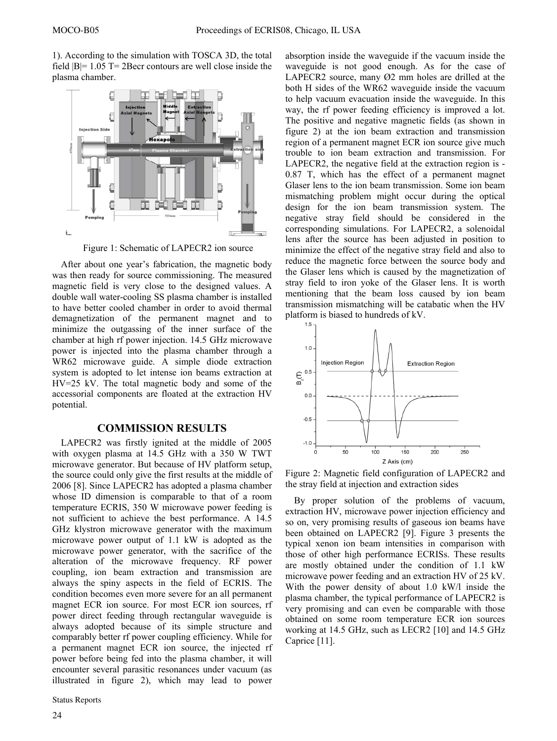1). According to the simulation with TOSCA 3D, the total field |B|= 1.05 T= 2Becr contours are well close inside the plasma chamber.

Figure 1: Schematic of LAPECR2 ion source

After about one year's fabrication, the magnetic body was then ready for source commissioning. The measured magnetic field is very close to the designed values. A double wall water-cooling SS plasma chamber is installed to have better cooled chamber in order to avoid thermal demagnetization of the permanent magnet and to minimize the outgassing of the inner surface of the chamber at high rf power injection. 14.5 GHz microwave power is injected into the plasma chamber through a WR62 microwave guide. A simple diode extraction system is adopted to let intense ion beams extraction at HV=25 kV. The total magnetic body and some of the accessorial components are floated at the extraction HV potential.

## COMMISSION RESULTS

LAPECR2 was firstly ignited at the middle of 2005 with oxygen plasma at 14.5 GHz with a 350 W TWT microwave generator. But because of HV platform setup, the source could only give the first results at the middle of 2006 [8]. Since LAPECR2 has adopted a plasma chamber whose ID dimension is comparable to that of a room temperature ECRIS, 350 W microwave power feeding is not sufficient to achieve the best performance. A 14.5 GHz klystron microwave generator with the maximum microwave power output of 1.1 kW is adopted as the microwave power generator, with the sacrifice of the alteration of the microwave frequency. RF power coupling, ion beam extraction and transmission are always the spiny aspects in the field of ECRIS. The condition becomes even more severe for an all permanent magnet ECR ion source. For most ECR ion sources, rf power direct feeding through rectangular waveguide is always adopted because of its simple structure and comparably better rf power coupling efficiency. While for a permanent magnet ECR ion source, the injected rf power before being fed into the plasma chamber, it will encounter several parasitic resonances under vacuum (as illustrated in figure 2), which may lead to power absorption inside the waveguide if the vacuum inside the waveguide is not good enough. As for the case of LAPECR2 source, many Ø2 mm holes are drilled at the both H sides of the WR62 waveguide inside the vacuum to help vacuum evacuation inside the waveguide. In this way, the rf power feeding efficiency is improved a lot. The positive and negative magnetic fields (as shown in figure 2) at the ion beam extraction and transmission region of a permanent magnet ECR ion source give much trouble to ion beam extraction and transmission. For LAPECR2, the negative field at the extraction region is -0.87 T, which has the effect of a permanent magnet Glaser lens to the ion beam transmission. Some ion beam mismatching problem might occur during the optical design for the ion beam transmission system. The negative stray field should be considered in the corresponding simulations. For LAPECR2, a solenoidal lens after the source has been adjusted in position to minimize the effect of the negative stray field and also to reduce the magnetic force between the source body and the Glaser lens which is caused by the magnetization of stray field to iron yoke of the Glaser lens. It is worth mentioning that the beam loss caused by ion beam transmission mismatching will be catabatic when the HV platform is biased to hundreds of kV.

Figure 2: Magnetic field configuration of LAPECR2 and the stray field at injection and extraction sides

By proper solution of the problems of vacuum, extraction HV, microwave power injection efficiency and so on, very promising results of gaseous ion beams have been obtained on LAPECR2 [9]. Figure 3 presents the typical xenon ion beam intensities in comparison with those of other high performance ECRISs. These results are mostly obtained under the condition of 1.1 kW microwave power feeding and an extraction HV of 25 kV. With the power density of about 1.0 kW/l inside the plasma chamber, the typical performance of LAPECR2 is very promising and can even be comparable with those obtained on some room temperature ECR ion sources working at 14.5 GHz, such as LECR2 [10] and 14.5 GHz Caprice [11].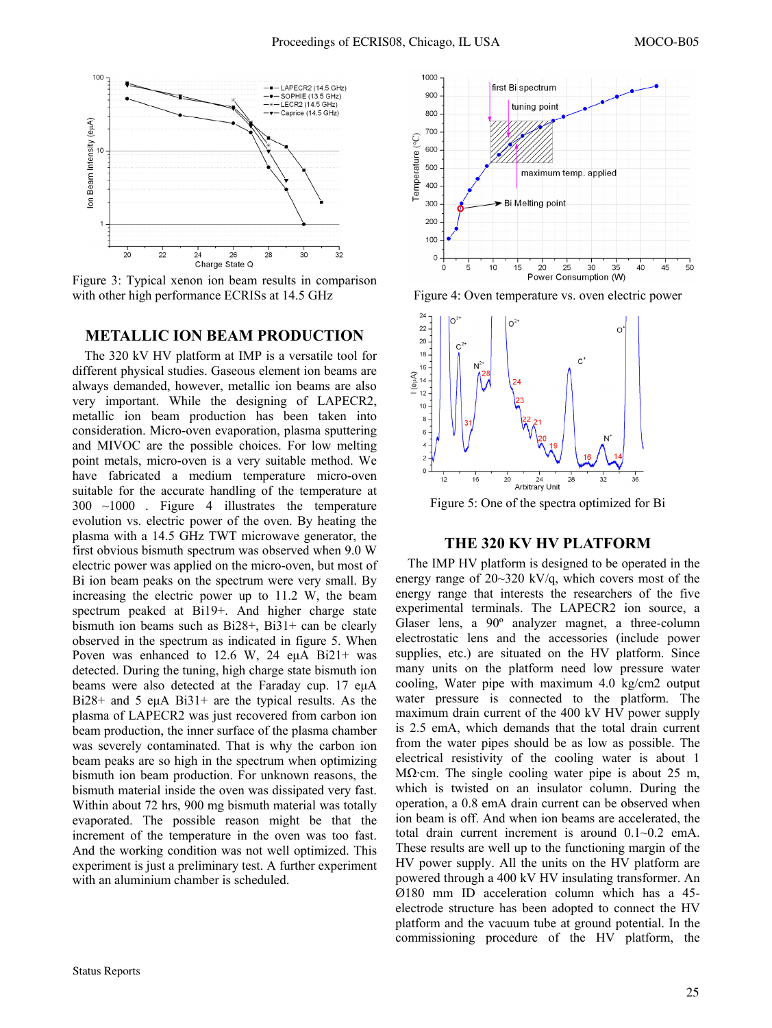Figure 3: Typical xenon ion beam results in comparison with other high performance ECRISs at 14.5 GHz

## METALLIC ION BEAM PRODUCTION

The 320 kV HV platform at IMP is a versatile tool for different physical studies. Gaseous element ion beams are always demanded, however, metallic ion beams are also very important. While the designing of LAPECR2, metallic ion beam production has been taken into consideration. Micro-oven evaporation, plasma sputtering and MIVOC are the possible choices. For low melting point metals, micro-oven is a very suitable method. We have fabricated a medium temperature micro-oven suitable for the accurate handling of the temperature at 300 ~1000 . Figure 4 illustrates the temperature evolution vs. electric power of the oven. By heating the plasma with a 14.5 GHz TWT microwave generator, the first obvious bismuth spectrum was observed when 9.0 W electric power was applied on the micro-oven, but most of Bi ion beam peaks on the spectrum were very small. By increasing the electric power up to 11.2 W, the beam spectrum peaked at Bi19+. And higher charge state bismuth ion beams such as Bi28+, Bi31+ can be clearly observed in the spectrum as indicated in figure 5. When Poven was enhanced to 12.6 W, 24 eμA Bi21+ was detected. During the tuning, high charge state bismuth ion beams were also detected at the Faraday cup. 17 eμA Bi28+ and 5 eμA Bi31+ are the typical results. As the plasma of LAPECR2 was just recovered from carbon ion beam production, the inner surface of the plasma chamber was severely contaminated. That is why the carbon ion beam peaks are so high in the spectrum when optimizing bismuth ion beam production. For unknown reasons, the bismuth material inside the oven was dissipated very fast. Within about 72 hrs, 900 mg bismuth material was totally evaporated. The possible reason might be that the increment of the temperature in the oven was too fast. And the working condition was not well optimized. This experiment is just a preliminary test. A further experiment with an aluminium chamber is scheduled.

Figure 4: Oven temperature vs. oven electric power

Figure 5: One of the spectra optimized for Bi

## THE 320 KV HV PLATFORM

The IMP HV platform is designed to be operated in the energy range of 20~320 kV/q, which covers most of the energy range that interests the researchers of the five experimental terminals. The LAPECR2 ion source, a Glaser lens, a 90º analyzer magnet, a three-column electrostatic lens and the accessories (include power supplies, etc.) are situated on the HV platform. Since many units on the platform need low pressure water cooling, Water pipe with maximum 4.0 kg/cm2 output water pressure is connected to the platform. The maximum drain current of the 400 kV HV power supply is 2.5 emA, which demands that the total drain current from the water pipes should be as low as possible. The electrical resistivity of the cooling water is about 1 MΩ·cm. The single cooling water pipe is about 25 m, which is twisted on an insulator column. During the operation, a 0.8 emA drain current can be observed when ion beam is off. And when ion beams are accelerated, the total drain current increment is around 0.1~0.2 emA. These results are well up to the functioning margin of the HV power supply. All the units on the HV platform are powered through a 400 kV HV insulating transformer. An Ø180 mm ID acceleration column which has a 45-electrode structure has been adopted to connect the HV platform and the vacuum tube at ground potential. In the commissioning procedure of the HV platform, the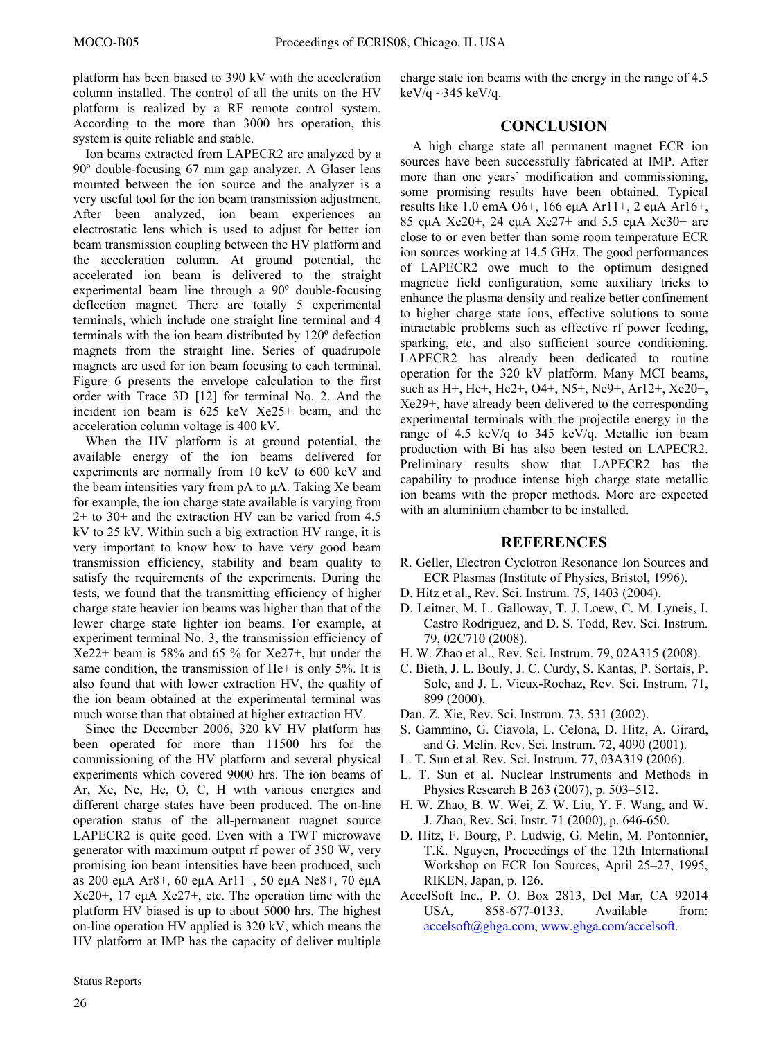platform has been biased to 390 kV with the acceleration column installed. The control of all the units on the HV platform is realized by a RF remote control system. According to the more than 3000 hrs operation, this system is quite reliable and stable.

Ion beams extracted from LAPECR2 are analyzed by a 90º double-focusing 67 mm gap analyzer. A Glaser lens mounted between the ion source and the analyzer is a very useful tool for the ion beam transmission adjustment. After been analyzed, ion beam experiences an electrostatic lens which is used to adjust for better ion beam transmission coupling between the HV platform and the acceleration column. At ground potential, the accelerated ion beam is delivered to the straight experimental beam line through a 90º double-focusing deflection magnet. There are totally 5 experimental terminals, which include one straight line terminal and 4 terminals with the ion beam distributed by 120º defection magnets from the straight line. Series of quadrupole magnets are used for ion beam focusing to each terminal. Figure 6 presents the envelope calculation to the first order with Trace 3D [12] for terminal No. 2. And the incident ion beam is 625 keV Xe25+ beam, and the acceleration column voltage is 400 kV.

When the HV platform is at ground potential, the available energy of the ion beams delivered for experiments are normally from 10 keV to 600 keV and the beam intensities vary from pA to μA. Taking Xe beam for example, the ion charge state available is varying from 2+ to 30+ and the extraction HV can be varied from 4.5 kV to 25 kV. Within such a big extraction HV range, it is very important to know how to have very good beam transmission efficiency, stability and beam quality to satisfy the requirements of the experiments. During the tests, we found that the transmitting efficiency of higher charge state heavier ion beams was higher than that of the lower charge state lighter ion beams. For example, at experiment terminal No. 3, the transmission efficiency of Xe22+ beam is 58% and 65 % for Xe27+, but under the same condition, the transmission of He+ is only 5%. It is also found that with lower extraction HV, the quality of the ion beam obtained at the experimental terminal was much worse than that obtained at higher extraction HV.

Since the December 2006, 320 kV HV platform has been operated for more than 11500 hrs for the commissioning of the HV platform and several physical experiments which covered 9000 hrs. The ion beams of Ar, Xe, Ne, He, O, C, H with various energies and different charge states have been produced. The on-line operation status of the all-permanent magnet source LAPECR2 is quite good. Even with a TWT microwave generator with maximum output rf power of 350 W, very promising ion beam intensities have been produced, such as 200 eμA Ar8+, 60 eμA Ar11+, 50 eμA Ne8+, 70 eμA Xe20+, 17 eμA Xe27+, etc. The operation time with the platform HV biased is up to about 5000 hrs. The highest on-line operation HV applied is 320 kV, which means the HV platform at IMP has the capacity of deliver multiple charge state ion beams with the energy in the range of 4.5 keV/q ~345 keV/q.

## CONCLUSION

A high charge state all permanent magnet ECR ion sources have been successfully fabricated at IMP. After more than one years' modification and commissioning, some promising results have been obtained. Typical results like 1.0 emA O6+, 166 eμA Ar11+, 2 eμA Ar16+, 85 eμA Xe20+, 24 eμA Xe27+ and 5.5 eμA Xe30+ are close to or even better than some room temperature ECR ion sources working at 14.5 GHz. The good performances of LAPECR2 owe much to the optimum designed magnetic field configuration, some auxiliary tricks to enhance the plasma density and realize better confinement to higher charge state ions, effective solutions to some intractable problems such as effective rf power feeding, sparking, etc, and also sufficient source conditioning. LAPECR2 has already been dedicated to routine operation for the 320 kV platform. Many MCI beams, such as H+, He+, He2+, O4+, N5+, Ne9+, Ar12+, Xe20+, Xe29+, have already been delivered to the corresponding experimental terminals with the projectile energy in the range of 4.5 keV/q to 345 keV/q. Metallic ion beam production with Bi has also been tested on LAPECR2. Preliminary results show that LAPECR2 has the capability to produce intense high charge state metallic ion beams with the proper methods. More are expected with an aluminium chamber to be installed.

## REFERENCES

R. Geller, Electron Cyclotron Resonance Ion Sources and ECR Plasmas (Institute of Physics, Bristol, 1996).

D. Hitz et al., Rev. Sci. Instrum. 75, 1403 (2004).

D. Leitner, M. L. Galloway, T. J. Loew, C. M. Lyneis, I. Castro Rodriguez, and D. S. Todd, Rev. Sci. Instrum. 79, 02C710 (2008).

H. W. Zhao et al., Rev. Sci. Instrum. 79, 02A315 (2008).

C. Bieth, J. L. Bouly, J. C. Curdy, S. Kantas, P. Sortais, P. Sole, and J. L. Vieux-Rochaz, Rev. Sci. Instrum. 71, 899 (2000).

Dan. Z. Xie, Rev. Sci. Instrum. 73, 531 (2002).

S. Gammino, G. Ciavola, L. Celona, D. Hitz, A. Girard, and G. Melin. Rev. Sci. Instrum. 72, 4090 (2001).

L. T. Sun et al. Rev. Sci. Instrum. 77, 03A319 (2006).

L. T. Sun et al. Nuclear Instruments and Methods in Physics Research B 263 (2007), p. 503–512.

H. W. Zhao, B. W. Wei, Z. W. Liu, Y. F. Wang, and W. J. Zhao, Rev. Sci. Instr. 71 (2000), p. 646-650.

D. Hitz, F. Bourg, P. Ludwig, G. Melin, M. Pontonnier, T.K. Nguyen, Proceedings of the 12th International Workshop on ECR Ion Sources, April 25–27, 1995, RIKEN, Japan, p. 126.

AccelSoft Inc., P. O. Box 2813, Del Mar, CA 92014 USA, 858-677-0133. Available from: accelsoft@ghga.com, www.ghga.com/accelsoft.